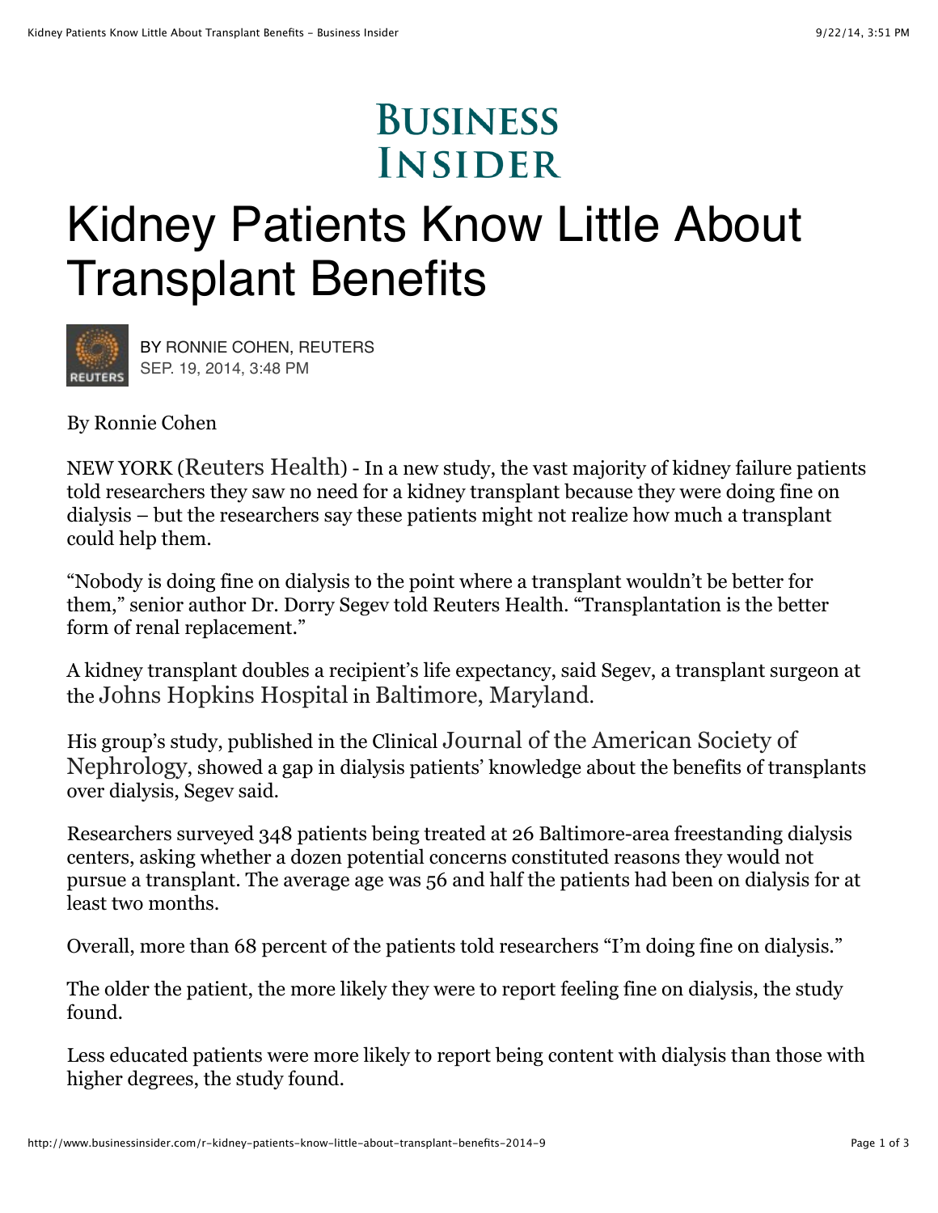# Kidney Patients Know Little About Transplant Benefits

BY RONNIE COHEN, REUTERS
SEP. 19, 2014, 3:48 PM

By Ronnie Cohen

NEW YORK (Reuters Health) - In a new study, the vast majority of kidney failure patients told researchers they saw no need for a kidney transplant because they were doing fine on dialysis – but the researchers say these patients might not realize how much a transplant could help them.

"Nobody is doing fine on dialysis to the point where a transplant wouldn't be better for them," senior author Dr. Dorry Segev told Reuters Health. "Transplantation is the better form of renal replacement."

A kidney transplant doubles a recipient's life expectancy, said Segev, a transplant surgeon at the Johns Hopkins Hospital in Baltimore, Maryland.

His group's study, published in the Clinical Journal of the American Society of Nephrology, showed a gap in dialysis patients' knowledge about the benefits of transplants over dialysis, Segev said.

Researchers surveyed 348 patients being treated at 26 Baltimore-area freestanding dialysis centers, asking whether a dozen potential concerns constituted reasons they would not pursue a transplant. The average age was 56 and half the patients had been on dialysis for at least two months.

Overall, more than 68 percent of the patients told researchers "I'm doing fine on dialysis."

The older the patient, the more likely they were to report feeling fine on dialysis, the study found.

Less educated patients were more likely to report being content with dialysis than those with higher degrees, the study found.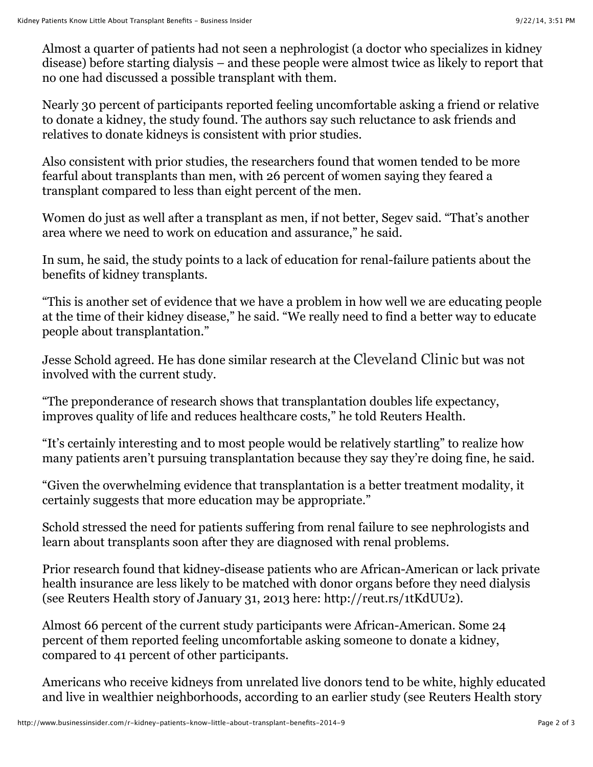Almost a quarter of patients had not seen a nephrologist (a doctor who specializes in kidney disease) before starting dialysis – and these people were almost twice as likely to report that no one had discussed a possible transplant with them.

Nearly 30 percent of participants reported feeling uncomfortable asking a friend or relative to donate a kidney, the study found. The authors say such reluctance to ask friends and relatives to donate kidneys is consistent with prior studies.

Also consistent with prior studies, the researchers found that women tended to be more fearful about transplants than men, with 26 percent of women saying they feared a transplant compared to less than eight percent of the men.

Women do just as well after a transplant as men, if not better, Segev said. "That's another area where we need to work on education and assurance," he said.

In sum, he said, the study points to a lack of education for renal-failure patients about the benefits of kidney transplants.

"This is another set of evidence that we have a problem in how well we are educating people at the time of their kidney disease," he said. "We really need to find a better way to educate people about transplantation."

Jesse Schold agreed. He has done similar research at the Cleveland Clinic but was not involved with the current study.

"The preponderance of research shows that transplantation doubles life expectancy, improves quality of life and reduces healthcare costs," he told Reuters Health.

"It's certainly interesting and to most people would be relatively startling" to realize how many patients aren't pursuing transplantation because they say they're doing fine, he said.

"Given the overwhelming evidence that transplantation is a better treatment modality, it certainly suggests that more education may be appropriate."

Schold stressed the need for patients suffering from renal failure to see nephrologists and learn about transplants soon after they are diagnosed with renal problems.

Prior research found that kidney-disease patients who are African-American or lack private health insurance are less likely to be matched with donor organs before they need dialysis (see Reuters Health story of January 31, 2013 here: http://reut.rs/1tKdUU2).

Almost 66 percent of the current study participants were African-American. Some 24 percent of them reported feeling uncomfortable asking someone to donate a kidney, compared to 41 percent of other participants.

Americans who receive kidneys from unrelated live donors tend to be white, highly educated and live in wealthier neighborhoods, according to an earlier study (see Reuters Health story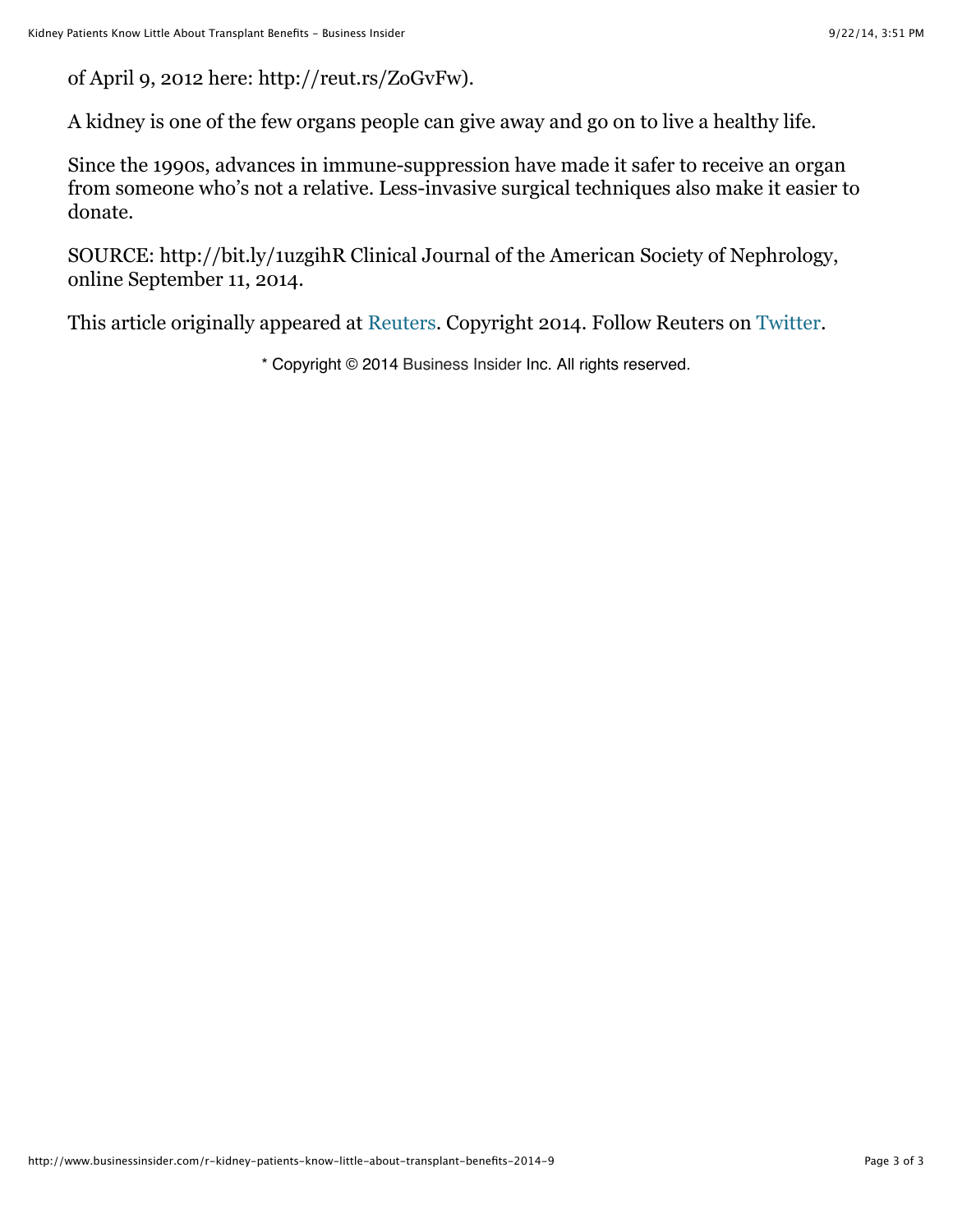of April 9, 2012 here: http://reut.rs/ZoGvFw).

A kidney is one of the few organs people can give away and go on to live a healthy life.

Since the 1990s, advances in immune-suppression have made it safer to receive an organ from someone who's not a relative. Less-invasive surgical techniques also make it easier to donate.

SOURCE: http://bit.ly/1uzgihR Clinical Journal of the American Society of Nephrology, online September 11, 2014.

This article originally appeared at Reuters. Copyright 2014. Follow Reuters on Twitter.

* Copyright © 2014 Business Insider Inc. All rights reserved.